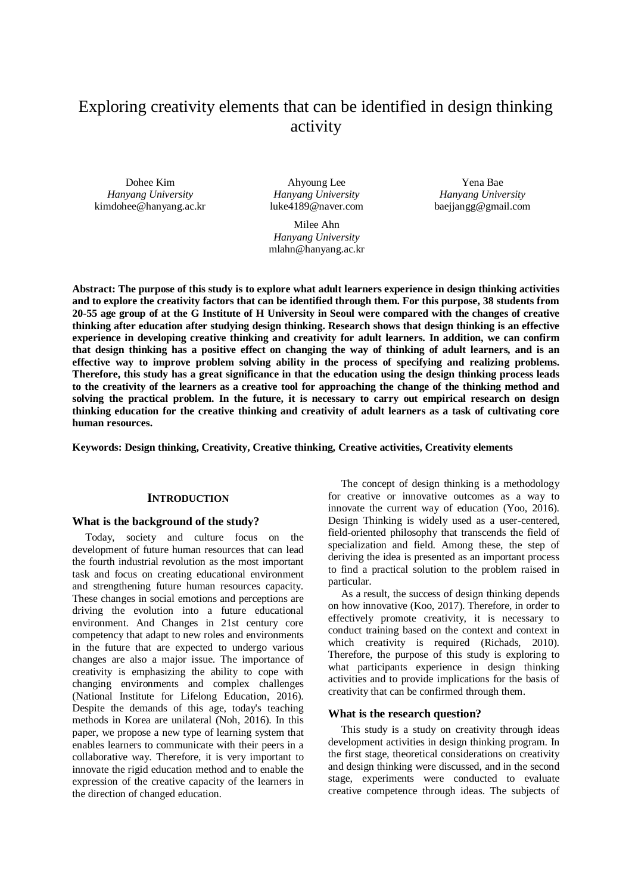# Exploring creativity elements that can be identified in design thinking activity

Dohee Kim
*Hanyang University*
kimdohee@hanyang.ac.kr

Ahyoung Lee
*Hanyang University*
luke4189@naver.com

Yena Bae
*Hanyang University*
baejjangg@gmail.com

Milee Ahn
*Hanyang University*
mlahn@hanyang.ac.kr

**Abstract: The purpose of this study is to explore what adult learners experience in design thinking activities and to explore the creativity factors that can be identified through them. For this purpose, 38 students from 20-55 age group of at the G Institute of H University in Seoul were compared with the changes of creative thinking after education after studying design thinking. Research shows that design thinking is an effective experience in developing creative thinking and creativity for adult learners. In addition, we can confirm that design thinking has a positive effect on changing the way of thinking of adult learners, and is an effective way to improve problem solving ability in the process of specifying and realizing problems. Therefore, this study has a great significance in that the education using the design thinking process leads to the creativity of the learners as a creative tool for approaching the change of the thinking method and solving the practical problem. In the future, it is necessary to carry out empirical research on design thinking education for the creative thinking and creativity of adult learners as a task of cultivating core human resources.**

**Keywords: Design thinking, Creativity, Creative thinking, Creative activities, Creativity elements**

## INTRODUCTION

### What is the background of the study?

Today, society and culture focus on the development of future human resources that can lead the fourth industrial revolution as the most important task and focus on creating educational environment and strengthening future human resources capacity. These changes in social emotions and perceptions are driving the evolution into a future educational environment. And Changes in 21st century core competency that adapt to new roles and environments in the future that are expected to undergo various changes are also a major issue. The importance of creativity is emphasizing the ability to cope with changing environments and complex challenges (National Institute for Lifelong Education, 2016). Despite the demands of this age, today's teaching methods in Korea are unilateral (Noh, 2016). In this paper, we propose a new type of learning system that enables learners to communicate with their peers in a collaborative way. Therefore, it is very important to innovate the rigid education method and to enable the expression of the creative capacity of the learners in the direction of changed education.

The concept of design thinking is a methodology for creative or innovative outcomes as a way to innovate the current way of education (Yoo, 2016). Design Thinking is widely used as a user-centered, field-oriented philosophy that transcends the field of specialization and field. Among these, the step of deriving the idea is presented as an important process to find a practical solution to the problem raised in particular.

As a result, the success of design thinking depends on how innovative (Koo, 2017). Therefore, in order to effectively promote creativity, it is necessary to conduct training based on the context and context in which creativity is required (Richads, 2010). Therefore, the purpose of this study is exploring to what participants experience in design thinking activities and to provide implications for the basis of creativity that can be confirmed through them.

### What is the research question?

This study is a study on creativity through ideas development activities in design thinking program. In the first stage, theoretical considerations on creativity and design thinking were discussed, and in the second stage, experiments were conducted to evaluate creative competence through ideas. The subjects of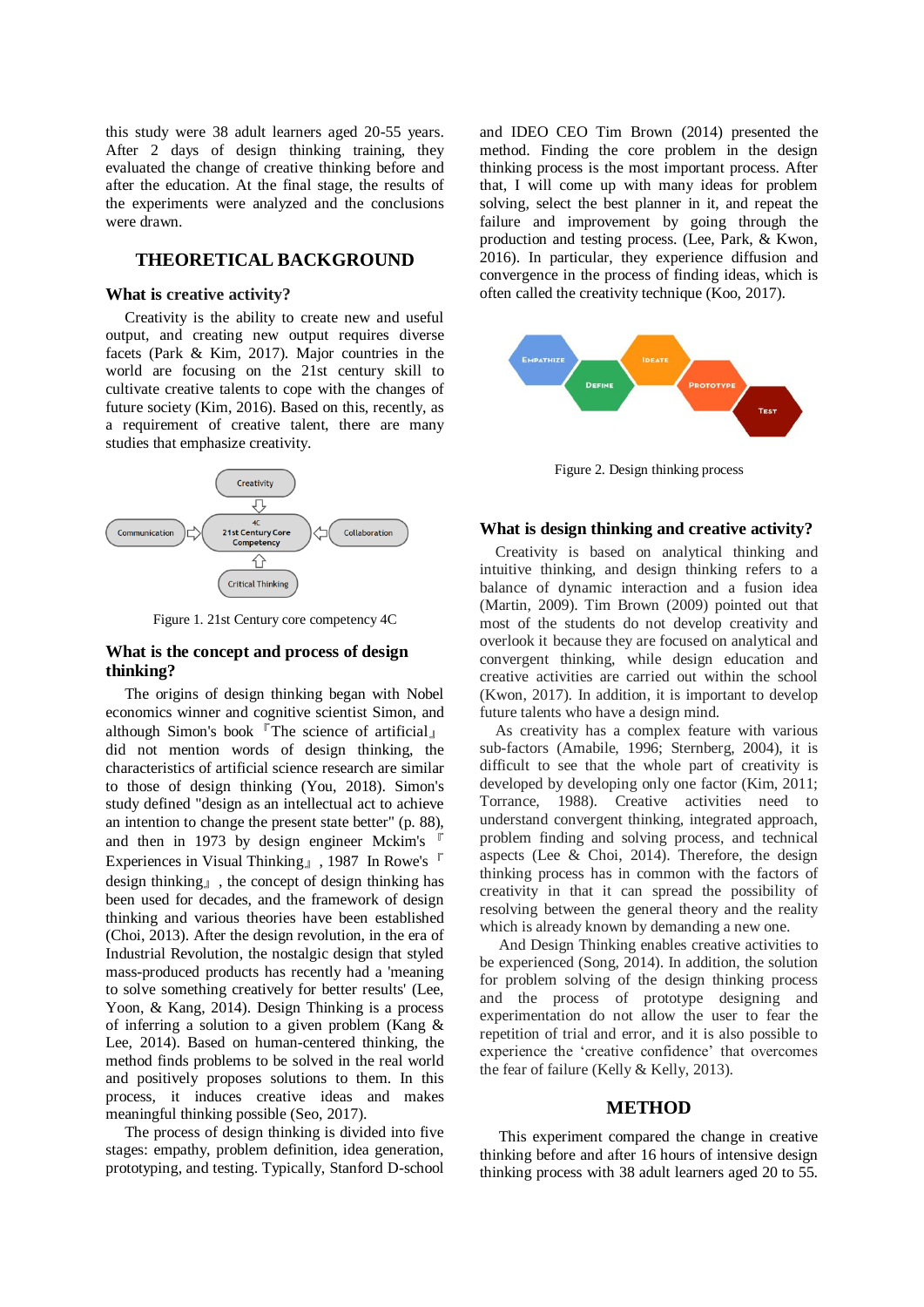this study were 38 adult learners aged 20-55 years. After 2 days of design thinking training, they evaluated the change of creative thinking before and after the education. At the final stage, the results of the experiments were analyzed and the conclusions were drawn.

## THEORETICAL BACKGROUND

### What is creative activity?

Creativity is the ability to create new and useful output, and creating new output requires diverse facets (Park & Kim, 2017). Major countries in the world are focusing on the 21st century skill to cultivate creative talents to cope with the changes of future society (Kim, 2016). Based on this, recently, as a requirement of creative talent, there are many studies that emphasize creativity.

Figure 1. 21st Century core competency 4C

### What is the concept and process of design thinking?

The origins of design thinking began with Nobel economics winner and cognitive scientist Simon, and although Simon's book 『The science of artificial』 did not mention words of design thinking, the characteristics of artificial science research are similar to those of design thinking (You, 2018). Simon's study defined "design as an intellectual act to achieve an intention to change the present state better" (p. 88), and then in 1973 by design engineer Mckim's 『Experiences in Visual Thinking』, 1987 In Rowe's 『design thinking』, the concept of design thinking has been used for decades, and the framework of design thinking and various theories have been established (Choi, 2013). After the design revolution, in the era of Industrial Revolution, the nostalgic design that styled mass-produced products has recently had a 'meaning to solve something creatively for better results' (Lee, Yoon, & Kang, 2014). Design Thinking is a process of inferring a solution to a given problem (Kang & Lee, 2014). Based on human-centered thinking, the method finds problems to be solved in the real world and positively proposes solutions to them. In this process, it induces creative ideas and makes meaningful thinking possible (Seo, 2017).

The process of design thinking is divided into five stages: empathy, problem definition, idea generation, prototyping, and testing. Typically, Stanford D-school and IDEO CEO Tim Brown (2014) presented the method. Finding the core problem in the design thinking process is the most important process. After that, I will come up with many ideas for problem solving, select the best planner in it, and repeat the failure and improvement by going through the production and testing process. (Lee, Park, & Kwon, 2016). In particular, they experience diffusion and convergence in the process of finding ideas, which is often called the creativity technique (Koo, 2017).

Figure 2. Design thinking process

### What is design thinking and creative activity?

Creativity is based on analytical thinking and intuitive thinking, and design thinking refers to a balance of dynamic interaction and a fusion idea (Martin, 2009). Tim Brown (2009) pointed out that most of the students do not develop creativity and overlook it because they are focused on analytical and convergent thinking, while design education and creative activities are carried out within the school (Kwon, 2017). In addition, it is important to develop future talents who have a design mind.

As creativity has a complex feature with various sub-factors (Amabile, 1996; Sternberg, 2004), it is difficult to see that the whole part of creativity is developed by developing only one factor (Kim, 2011; Torrance, 1988). Creative activities need to understand convergent thinking, integrated approach, problem finding and solving process, and technical aspects (Lee & Choi, 2014). Therefore, the design thinking process has in common with the factors of creativity in that it can spread the possibility of resolving between the general theory and the reality which is already known by demanding a new one.

And Design Thinking enables creative activities to be experienced (Song, 2014). In addition, the solution for problem solving of the design thinking process and the process of prototype designing and experimentation do not allow the user to fear the repetition of trial and error, and it is also possible to experience the 'creative confidence' that overcomes the fear of failure (Kelly & Kelly, 2013).

## METHOD

This experiment compared the change in creative thinking before and after 16 hours of intensive design thinking process with 38 adult learners aged 20 to 55.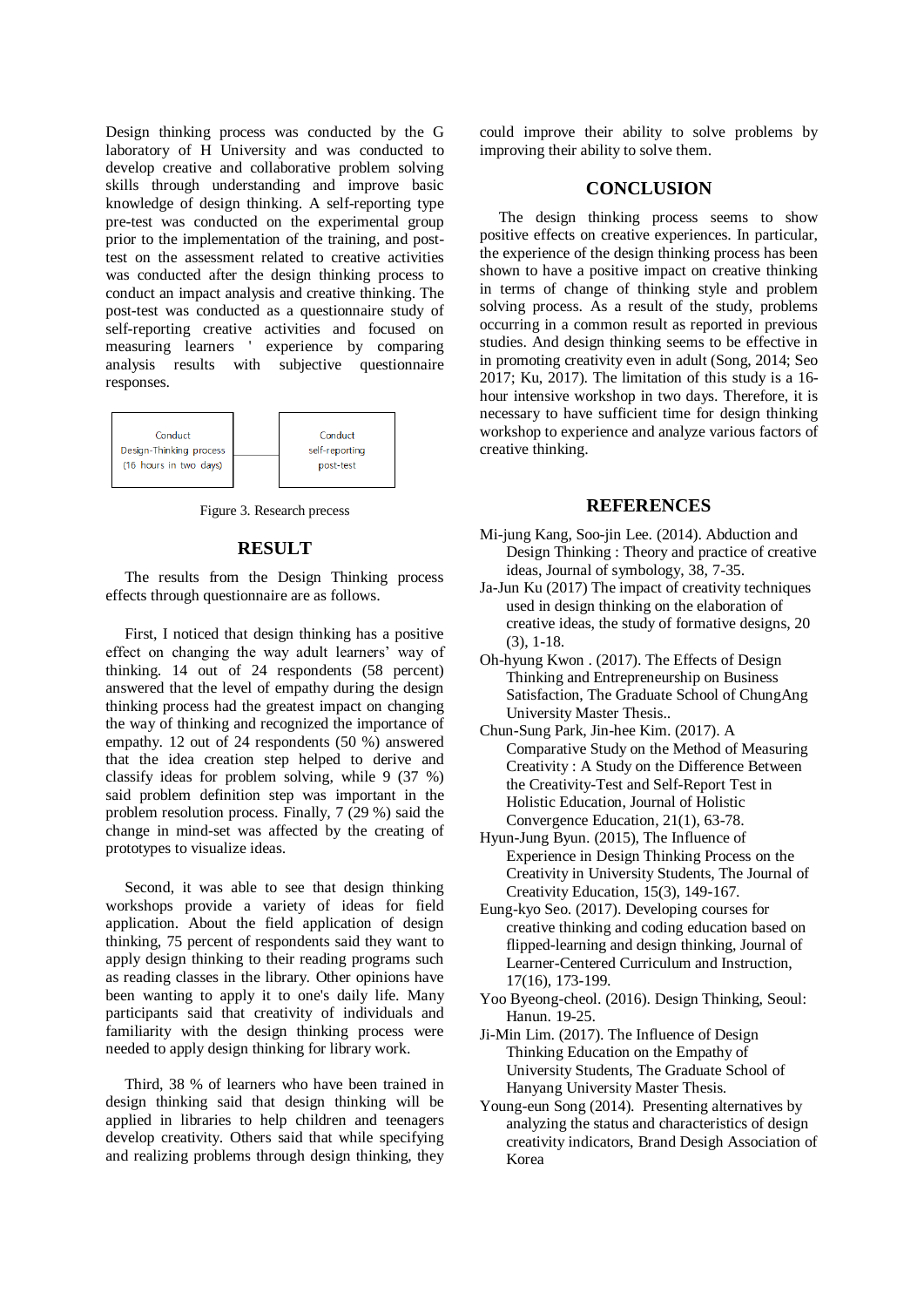Design thinking process was conducted by the G laboratory of H University and was conducted to develop creative and collaborative problem solving skills through understanding and improve basic knowledge of design thinking. A self-reporting type pre-test was conducted on the experimental group prior to the implementation of the training, and post-test on the assessment related to creative activities was conducted after the design thinking process to conduct an impact analysis and creative thinking. The post-test was conducted as a questionnaire study of self-reporting creative activities and focused on measuring learners ' experience by comparing analysis results with subjective questionnaire responses.

Conduct Design-Thinking process (16 hours in two days) — Conduct self-reporting post-test

Figure 3. Research precess

## RESULT

The results from the Design Thinking process effects through questionnaire are as follows.

First, I noticed that design thinking has a positive effect on changing the way adult learners' way of thinking. 14 out of 24 respondents (58 percent) answered that the level of empathy during the design thinking process had the greatest impact on changing the way of thinking and recognized the importance of empathy. 12 out of 24 respondents (50 %) answered that the idea creation step helped to derive and classify ideas for problem solving, while 9 (37 %) said problem definition step was important in the problem resolution process. Finally, 7 (29 %) said the change in mind-set was affected by the creating of prototypes to visualize ideas.

Second, it was able to see that design thinking workshops provide a variety of ideas for field application. About the field application of design thinking, 75 percent of respondents said they want to apply design thinking to their reading programs such as reading classes in the library. Other opinions have been wanting to apply it to one's daily life. Many participants said that creativity of individuals and familiarity with the design thinking process were needed to apply design thinking for library work.

Third, 38 % of learners who have been trained in design thinking said that design thinking will be applied in libraries to help children and teenagers develop creativity. Others said that while specifying and realizing problems through design thinking, they could improve their ability to solve problems by improving their ability to solve them.

## CONCLUSION

The design thinking process seems to show positive effects on creative experiences. In particular, the experience of the design thinking process has been shown to have a positive impact on creative thinking in terms of change of thinking style and problem solving process. As a result of the study, problems occurring in a common result as reported in previous studies. And design thinking seems to be effective in in promoting creativity even in adult (Song, 2014; Seo 2017; Ku, 2017). The limitation of this study is a 16-hour intensive workshop in two days. Therefore, it is necessary to have sufficient time for design thinking workshop to experience and analyze various factors of creative thinking.

## REFERENCES

Mi-jung Kang, Soo-jin Lee. (2014). Abduction and Design Thinking : Theory and practice of creative ideas, Journal of symbology, 38, 7-35.

Ja-Jun Ku (2017) The impact of creativity techniques used in design thinking on the elaboration of creative ideas, the study of formative designs, 20 (3), 1-18.

Oh-hyung Kwon . (2017). The Effects of Design Thinking and Entrepreneurship on Business Satisfaction, The Graduate School of ChungAng University Master Thesis..

Chun-Sung Park, Jin-hee Kim. (2017). A Comparative Study on the Method of Measuring Creativity : A Study on the Difference Between the Creativity-Test and Self-Report Test in Holistic Education, Journal of Holistic Convergence Education, 21(1), 63-78.

Hyun-Jung Byun. (2015), The Influence of Experience in Design Thinking Process on the Creativity in University Students, The Journal of Creativity Education, 15(3), 149-167.

Eung-kyo Seo. (2017). Developing courses for creative thinking and coding education based on flipped-learning and design thinking, Journal of Learner-Centered Curriculum and Instruction, 17(16), 173-199.

Yoo Byeong-cheol. (2016). Design Thinking, Seoul: Hanun. 19-25.

Ji-Min Lim. (2017). The Influence of Design Thinking Education on the Empathy of University Students, The Graduate School of Hanyang University Master Thesis.

Young-eun Song (2014). Presenting alternatives by analyzing the status and characteristics of design creativity indicators, Brand Desigh Association of Korea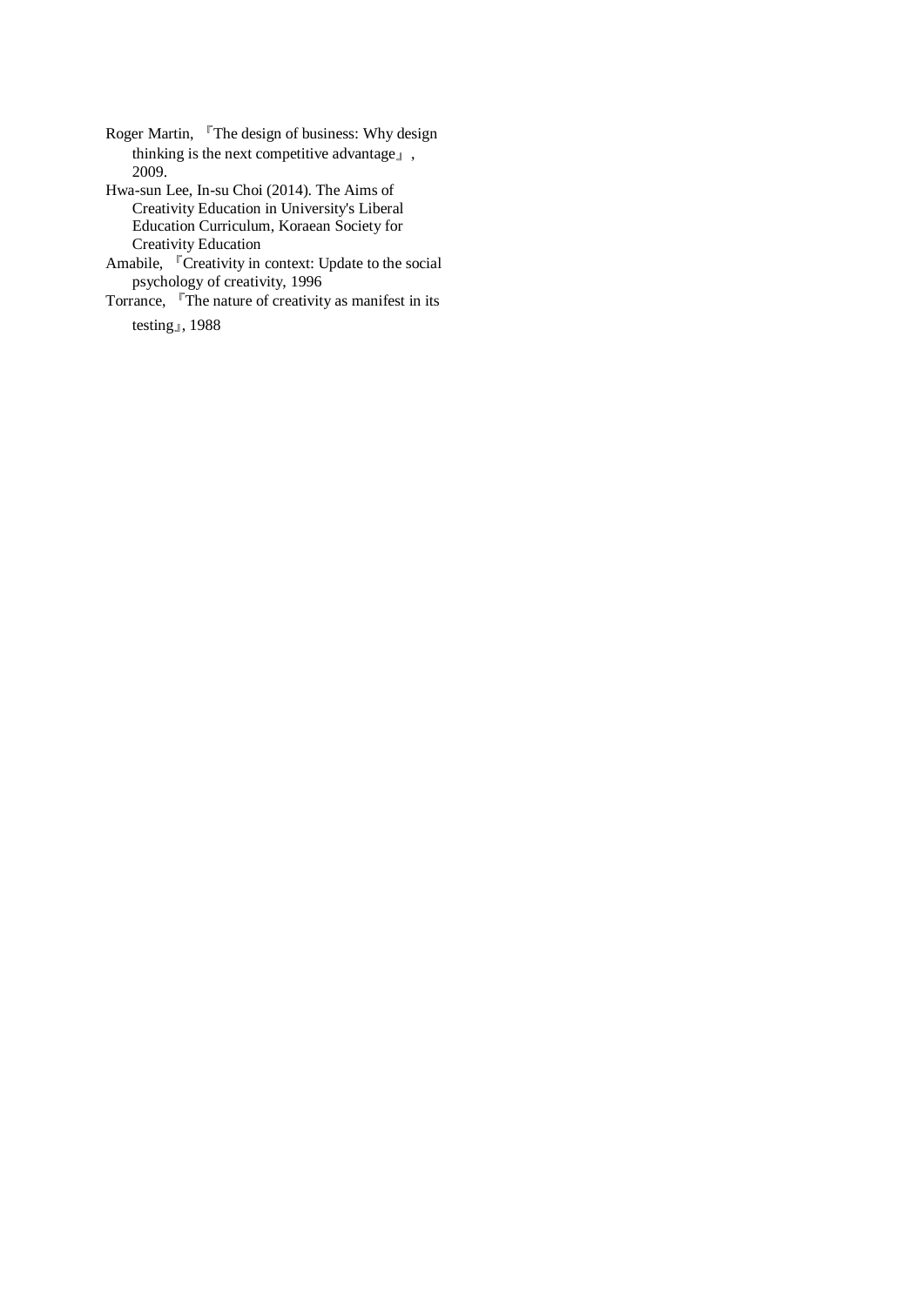Roger Martin, 『The design of business: Why design thinking is the next competitive advantage』, 2009.

Hwa-sun Lee, In-su Choi (2014). The Aims of Creativity Education in University's Liberal Education Curriculum, Koraean Society for Creativity Education

Amabile, 『Creativity in context: Update to the social psychology of creativity, 1996

Torrance, 『The nature of creativity as manifest in its testing』, 1988